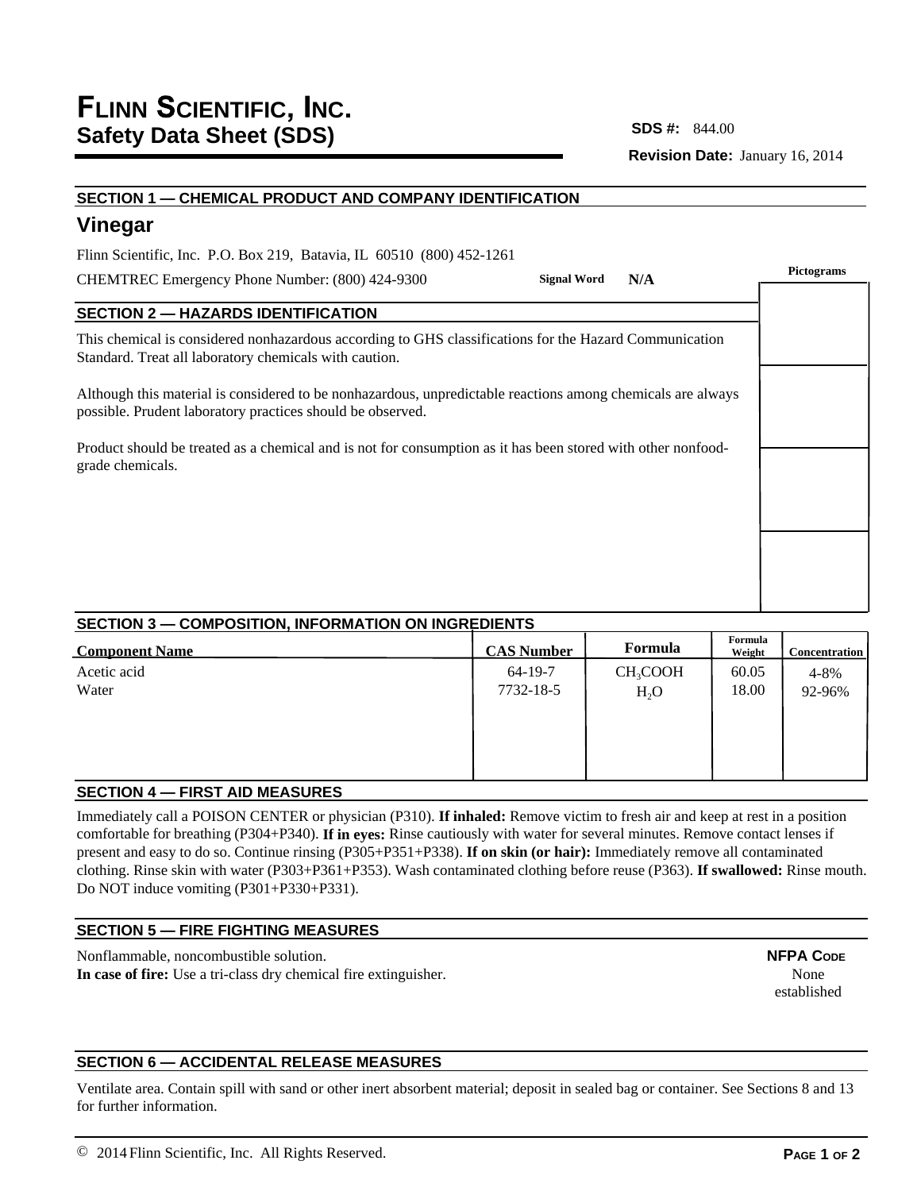# FLINN SCIENTIFIC, INC.
## Safety Data Sheet (SDS)

**SDS #:** 844.00

**Revision Date:** January 16, 2014

### SECTION 1 — CHEMICAL PRODUCT AND COMPANY IDENTIFICATION

## Vinegar

Flinn Scientific, Inc. P.O. Box 219, Batavia, IL 60510 (800) 452-1261

CHEMTREC Emergency Phone Number: (800) 424-9300

**Signal Word** **N/A**

**Pictograms**

### SECTION 2 — HAZARDS IDENTIFICATION

This chemical is considered nonhazardous according to GHS classifications for the Hazard Communication Standard. Treat all laboratory chemicals with caution.

Although this material is considered to be nonhazardous, unpredictable reactions among chemicals are always possible. Prudent laboratory practices should be observed.

Product should be treated as a chemical and is not for consumption as it has been stored with other nonfood-grade chemicals.

### SECTION 3 — COMPOSITION, INFORMATION ON INGREDIENTS

| Component Name | CAS Number | Formula | Formula Weight | Concentration |
|---|---|---|---|---|
| Acetic acid | 64-19-7 | $CH_3COOH$ | 60.05 | 4-8% |
| Water | 7732-18-5 | $H_2O$ | 18.00 | 92-96% |

### SECTION 4 — FIRST AID MEASURES

Immediately call a POISON CENTER or physician (P310). **If inhaled:** Remove victim to fresh air and keep at rest in a position comfortable for breathing (P304+P340). **If in eyes:** Rinse cautiously with water for several minutes. Remove contact lenses if present and easy to do so. Continue rinsing (P305+P351+P338). **If on skin (or hair):** Immediately remove all contaminated clothing. Rinse skin with water (P303+P361+P353). Wash contaminated clothing before reuse (P363). **If swallowed:** Rinse mouth. Do NOT induce vomiting (P301+P330+P331).

### SECTION 5 — FIRE FIGHTING MEASURES

Nonflammable, noncombustible solution.

**In case of fire:** Use a tri-class dry chemical fire extinguisher.

**NFPA CODE**
None established

### SECTION 6 — ACCIDENTAL RELEASE MEASURES

Ventilate area. Contain spill with sand or other inert absorbent material; deposit in sealed bag or container. See Sections 8 and 13 for further information.

© 2014 Flinn Scientific, Inc. All Rights Reserved.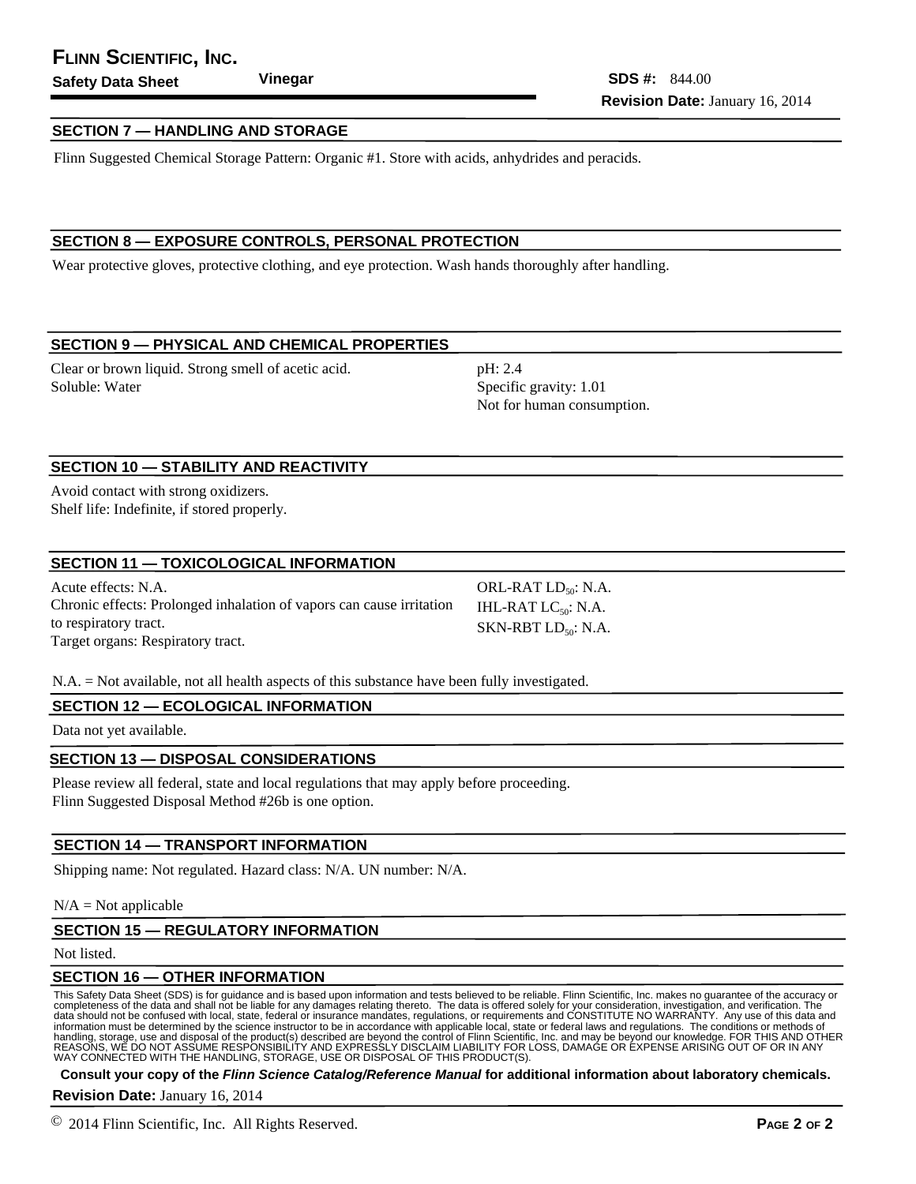## SECTION 7 — HANDLING AND STORAGE

Flinn Suggested Chemical Storage Pattern: Organic #1. Store with acids, anhydrides and peracids.

## SECTION 8 — EXPOSURE CONTROLS, PERSONAL PROTECTION

Wear protective gloves, protective clothing, and eye protection. Wash hands thoroughly after handling.

## SECTION 9 — PHYSICAL AND CHEMICAL PROPERTIES

Clear or brown liquid. Strong smell of acetic acid.
Soluble: Water

pH: 2.4
Specific gravity: 1.01
Not for human consumption.

## SECTION 10 — STABILITY AND REACTIVITY

Avoid contact with strong oxidizers.
Shelf life: Indefinite, if stored properly.

## SECTION 11 — TOXICOLOGICAL INFORMATION

Acute effects: N.A.
Chronic effects: Prolonged inhalation of vapors can cause irritation to respiratory tract.
Target organs: Respiratory tract.

ORL-RAT $LD_{50}$: N.A.
IHL-RAT $LC_{50}$: N.A.
SKN-RBT $LD_{50}$: N.A.

N.A. = Not available, not all health aspects of this substance have been fully investigated.

## SECTION 12 — ECOLOGICAL INFORMATION

Data not yet available.

## SECTION 13 — DISPOSAL CONSIDERATIONS

Please review all federal, state and local regulations that may apply before proceeding.
Flinn Suggested Disposal Method #26b is one option.

## SECTION 14 — TRANSPORT INFORMATION

Shipping name: Not regulated. Hazard class: N/A. UN number: N/A.

N/A = Not applicable

## SECTION 15 — REGULATORY INFORMATION

Not listed.

## SECTION 16 — OTHER INFORMATION

This Safety Data Sheet (SDS) is for guidance and is based upon information and tests believed to be reliable. Flinn Scientific, Inc. makes no guarantee of the accuracy or completeness of the data and shall not be liable for any damages relating thereto. The data is offered solely for your consideration, investigation, and verification. The data should not be confused with local, state, federal or insurance mandates, regulations, or requirements and CONSTITUTE NO WARRANTY. Any use of this data and information must be determined by the science instructor to be in accordance with applicable local, state or federal laws and regulations. The conditions or methods of handling, storage, use and disposal of the product(s) described are beyond the control of Flinn Scientific, Inc. and may be beyond our knowledge. FOR THIS AND OTHER REASONS, WE DO NOT ASSUME RESPONSIBILITY AND EXPRESSLY DISCLAIM LIABILITY FOR LOSS, DAMAGE OR EXPENSE ARISING OUT OF OR IN ANY WAY CONNECTED WITH THE HANDLING, STORAGE, USE OR DISPOSAL OF THIS PRODUCT(S).

**Consult your copy of the *Flinn Science Catalog/Reference Manual* for additional information about laboratory chemicals.**

**Revision Date:** January 16, 2014

© 2014 Flinn Scientific, Inc. All Rights Reserved.